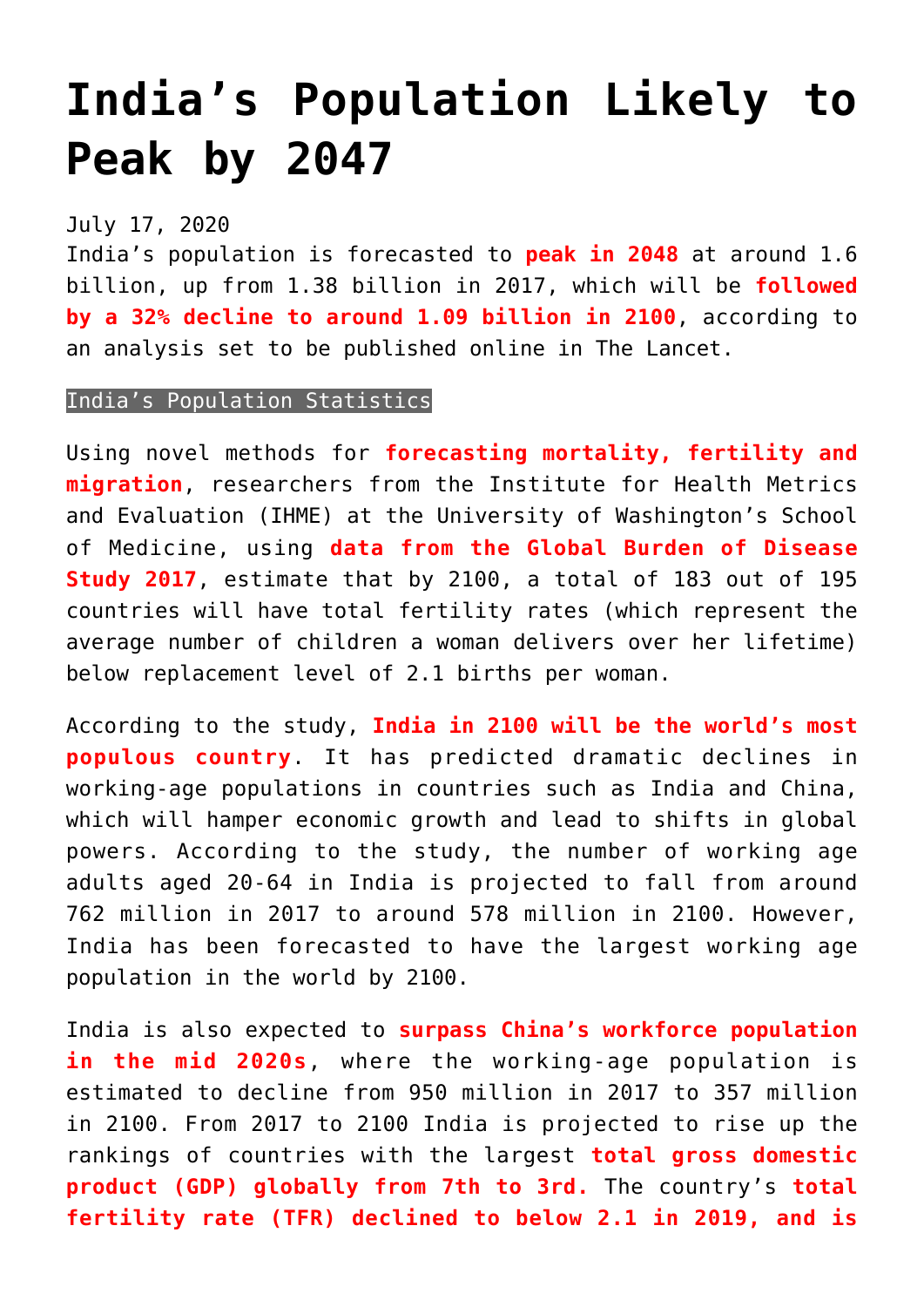# India's Population Likely to Peak by 2047

July 17, 2020

India's population is forecasted to **peak in 2048** at around 1.6 billion, up from 1.38 billion in 2017, which will be **followed by a 32% decline to around 1.09 billion in 2100**, according to an analysis set to be published online in The Lancet.

India's Population Statistics

Using novel methods for **forecasting mortality, fertility and migration**, researchers from the Institute for Health Metrics and Evaluation (IHME) at the University of Washington's School of Medicine, using **data from the Global Burden of Disease Study 2017**, estimate that by 2100, a total of 183 out of 195 countries will have total fertility rates (which represent the average number of children a woman delivers over her lifetime) below replacement level of 2.1 births per woman.

According to the study, **India in 2100 will be the world's most populous country**. It has predicted dramatic declines in working-age populations in countries such as India and China, which will hamper economic growth and lead to shifts in global powers. According to the study, the number of working age adults aged 20-64 in India is projected to fall from around 762 million in 2017 to around 578 million in 2100. However, India has been forecasted to have the largest working age population in the world by 2100.

India is also expected to **surpass China's workforce population in the mid 2020s**, where the working-age population is estimated to decline from 950 million in 2017 to 357 million in 2100. From 2017 to 2100 India is projected to rise up the rankings of countries with the largest **total gross domestic product (GDP) globally from 7th to 3rd.** The country's **total fertility rate (TFR) declined to below 2.1 in 2019, and is**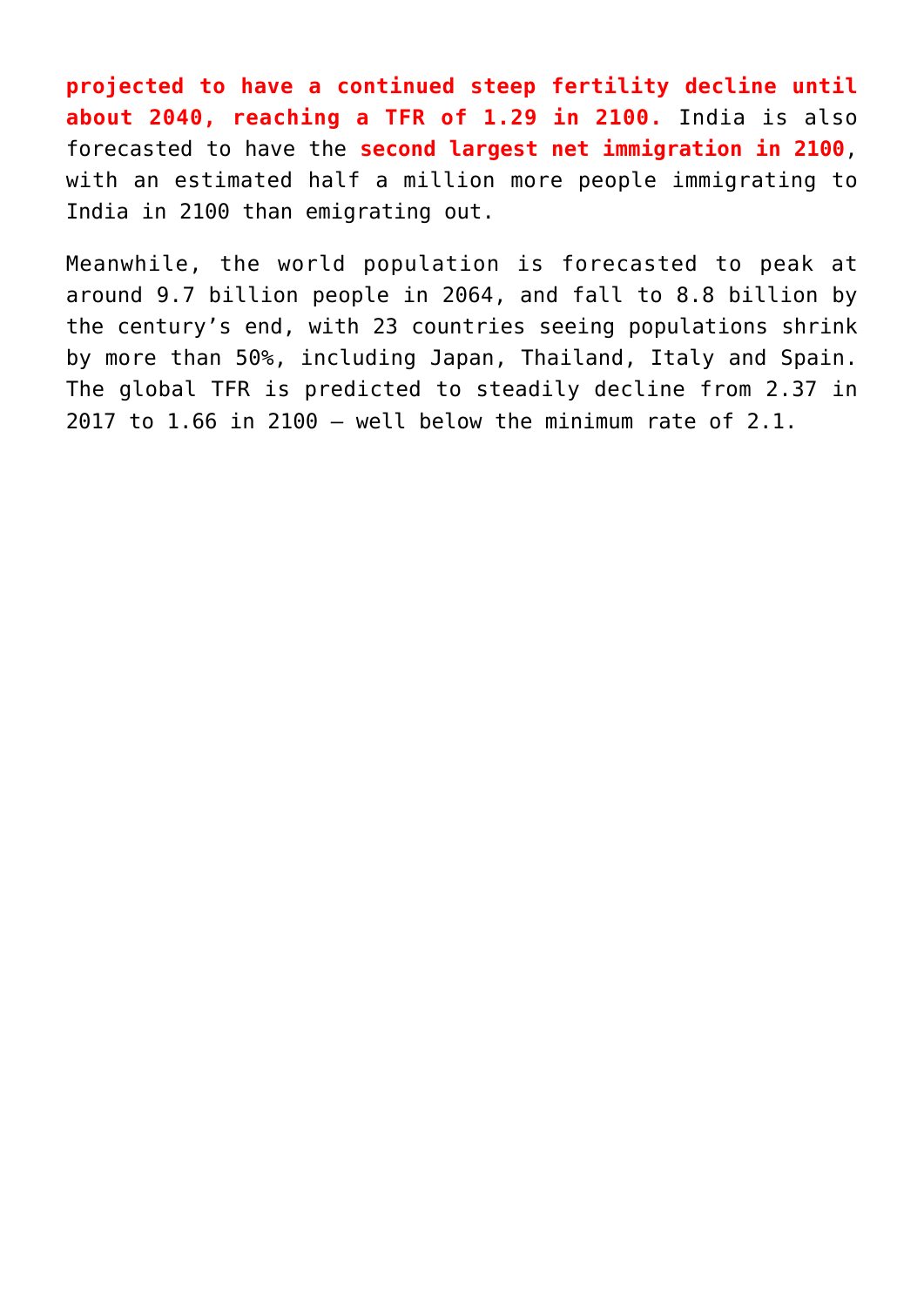**projected to have a continued steep fertility decline until about 2040, reaching a TFR of 1.29 in 2100.** India is also forecasted to have the **second largest net immigration in 2100**, with an estimated half a million more people immigrating to India in 2100 than emigrating out.

Meanwhile, the world population is forecasted to peak at around 9.7 billion people in 2064, and fall to 8.8 billion by the century's end, with 23 countries seeing populations shrink by more than 50%, including Japan, Thailand, Italy and Spain. The global TFR is predicted to steadily decline from 2.37 in 2017 to 1.66 in 2100 – well below the minimum rate of 2.1.